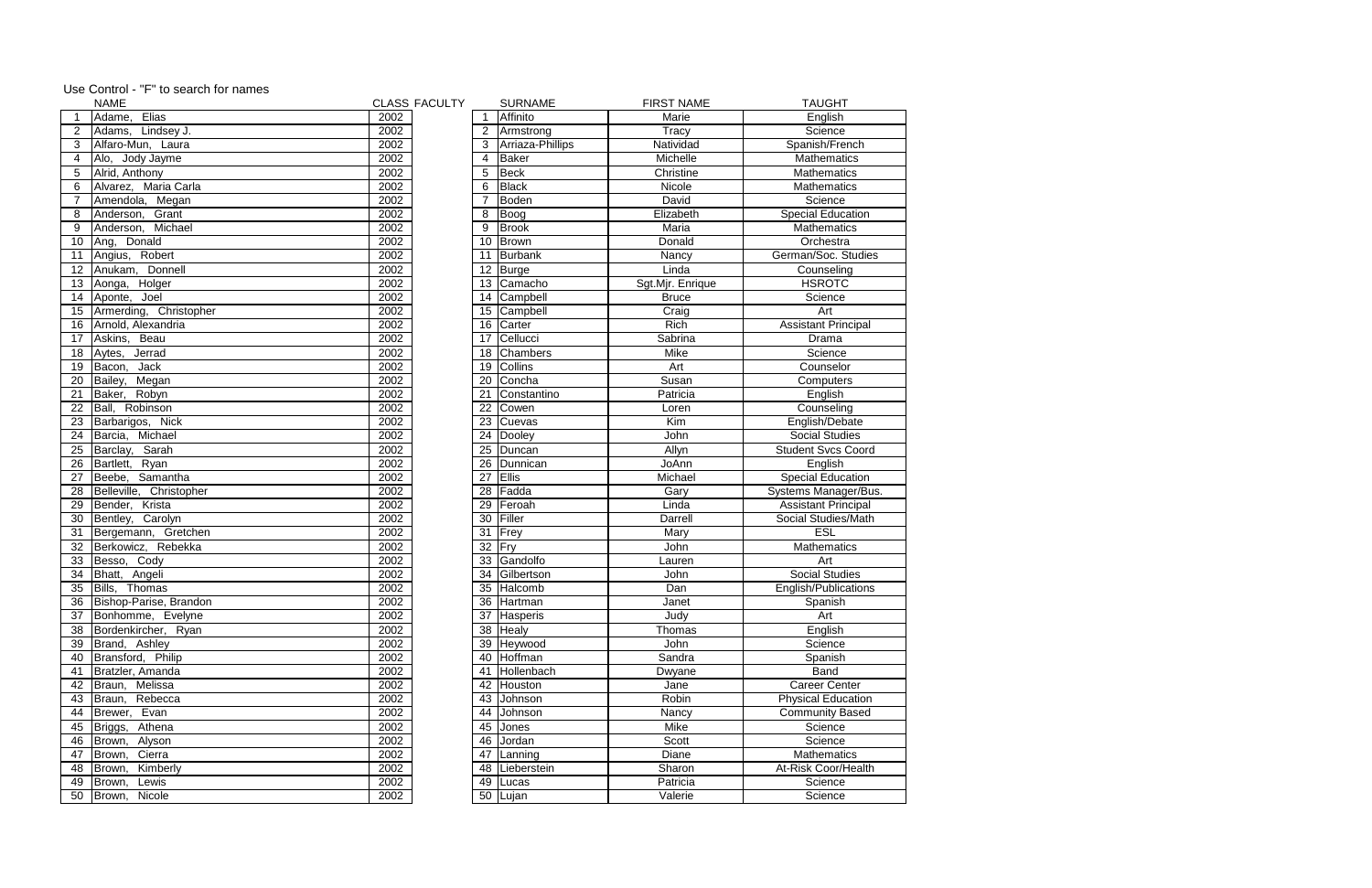Use Control - "F" to search for names

| | NAME | CLASS | FACULTY | SURNAME | FIRST NAME | TAUGHT |
|---|---|---|---|---|---|---|
| 1 | Adame, Elias | 2002 | 1 | Affinito | Marie | English |
| 2 | Adams, Lindsey J. | 2002 | 2 | Armstrong | Tracy | Science |
| 3 | Alfaro-Mun, Laura | 2002 | 3 | Arriaza-Phillips | Natividad | Spanish/French |
| 4 | Alo, Jody Jayme | 2002 | 4 | Baker | Michelle | Mathematics |
| 5 | Alrid, Anthony | 2002 | 5 | Beck | Christine | Mathematics |
| 6 | Alvarez, Maria Carla | 2002 | 6 | Black | Nicole | Mathematics |
| 7 | Amendola, Megan | 2002 | 7 | Boden | David | Science |
| 8 | Anderson, Grant | 2002 | 8 | Boog | Elizabeth | Special Education |
| 9 | Anderson, Michael | 2002 | 9 | Brook | Maria | Mathematics |
| 10 | Ang, Donald | 2002 | 10 | Brown | Donald | Orchestra |
| 11 | Angius, Robert | 2002 | 11 | Burbank | Nancy | German/Soc. Studies |
| 12 | Anukam, Donnell | 2002 | 12 | Burge | Linda | Counseling |
| 13 | Aonga, Holger | 2002 | 13 | Camacho | Sgt.Mjr. Enrique | HSROTC |
| 14 | Aponte, Joel | 2002 | 14 | Campbell | Bruce | Science |
| 15 | Armerding, Christopher | 2002 | 15 | Campbell | Craig | Art |
| 16 | Arnold, Alexandria | 2002 | 16 | Carter | Rich | Assistant Principal |
| 17 | Askins, Beau | 2002 | 17 | Cellucci | Sabrina | Drama |
| 18 | Aytes, Jerrad | 2002 | 18 | Chambers | Mike | Science |
| 19 | Bacon, Jack | 2002 | 19 | Collins | Art | Counselor |
| 20 | Bailey, Megan | 2002 | 20 | Concha | Susan | Computers |
| 21 | Baker, Robyn | 2002 | 21 | Constantino | Patricia | English |
| 22 | Ball, Robinson | 2002 | 22 | Cowen | Loren | Counseling |
| 23 | Barbarigos, Nick | 2002 | 23 | Cuevas | Kim | English/Debate |
| 24 | Barcia, Michael | 2002 | 24 | Dooley | John | Social Studies |
| 25 | Barclay, Sarah | 2002 | 25 | Duncan | Allyn | Student Svcs Coord |
| 26 | Bartlett, Ryan | 2002 | 26 | Dunnican | JoAnn | English |
| 27 | Beebe, Samantha | 2002 | 27 | Ellis | Michael | Special Education |
| 28 | Belleville, Christopher | 2002 | 28 | Fadda | Gary | Systems Manager/Bus. |
| 29 | Bender, Krista | 2002 | 29 | Feroah | Linda | Assistant Principal |
| 30 | Bentley, Carolyn | 2002 | 30 | Filler | Darrell | Social Studies/Math |
| 31 | Bergemann, Gretchen | 2002 | 31 | Frey | Mary | ESL |
| 32 | Berkowicz, Rebekka | 2002 | 32 | Fry | John | Mathematics |
| 33 | Besso, Cody | 2002 | 33 | Gandolfo | Lauren | Art |
| 34 | Bhatt, Angeli | 2002 | 34 | Gilbertson | John | Social Studies |
| 35 | Bills, Thomas | 2002 | 35 | Halcomb | Dan | English/Publications |
| 36 | Bishop-Parise, Brandon | 2002 | 36 | Hartman | Janet | Spanish |
| 37 | Bonhomme, Evelyne | 2002 | 37 | Hasperis | Judy | Art |
| 38 | Bordenkircher, Ryan | 2002 | 38 | Healy | Thomas | English |
| 39 | Brand, Ashley | 2002 | 39 | Heywood | John | Science |
| 40 | Bransford, Philip | 2002 | 40 | Hoffman | Sandra | Spanish |
| 41 | Bratzler, Amanda | 2002 | 41 | Hollenbach | Dwyane | Band |
| 42 | Braun, Melissa | 2002 | 42 | Houston | Jane | Career Center |
| 43 | Braun, Rebecca | 2002 | 43 | Johnson | Robin | Physical Education |
| 44 | Brewer, Evan | 2002 | 44 | Johnson | Nancy | Community Based |
| 45 | Briggs, Athena | 2002 | 45 | Jones | Mike | Science |
| 46 | Brown, Alyson | 2002 | 46 | Jordan | Scott | Science |
| 47 | Brown, Cierra | 2002 | 47 | Lanning | Diane | Mathematics |
| 48 | Brown, Kimberly | 2002 | 48 | Lieberstein | Sharon | At-Risk Coor/Health |
| 49 | Brown, Lewis | 2002 | 49 | Lucas | Patricia | Science |
| 50 | Brown, Nicole | 2002 | 50 | Lujan | Valerie | Science |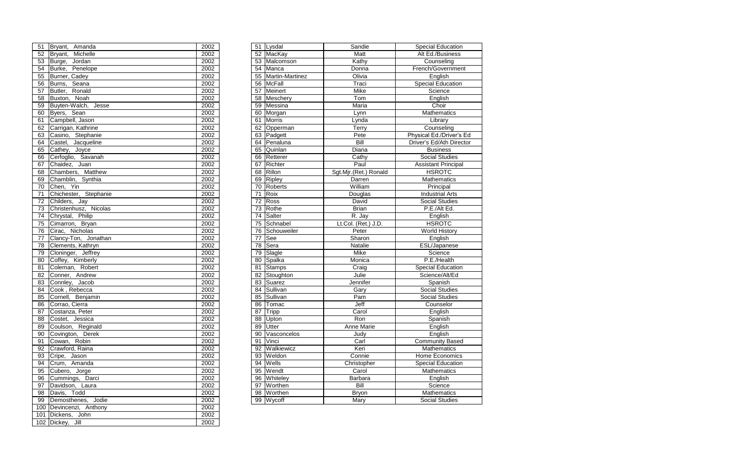| 51 | Bryant, Amanda | 2002 |
|---|---|---|
| 52 | Bryant, Michelle | 2002 |
| 53 | Burge, Jordan | 2002 |
| 54 | Burke, Penelope | 2002 |
| 55 | Burner, Cadey | 2002 |
| 56 | Burns, Seana | 2002 |
| 57 | Butler, Ronald | 2002 |
| 58 | Buxton, Noah | 2002 |
| 59 | Buyten-Walch, Jesse | 2002 |
| 60 | Byers, Sean | 2002 |
| 61 | Campbell, Jason | 2002 |
| 62 | Carrigan, Kathrine | 2002 |
| 63 | Casino, Stephanie | 2002 |
| 64 | Castel, Jacqueline | 2002 |
| 65 | Cathey, Joyce | 2002 |
| 66 | Cerfoglio, Savanah | 2002 |
| 67 | Chaidez, Juan | 2002 |
| 68 | Chambers, Matthew | 2002 |
| 69 | Chamblin, Synthia | 2002 |
| 70 | Chen, Yin | 2002 |
| 71 | Chichester, Stephanie | 2002 |
| 72 | Childers, Jay | 2002 |
| 73 | Christenhusz, Nicolas | 2002 |
| 74 | Chrystal, Philip | 2002 |
| 75 | Cimarron, Bryan | 2002 |
| 76 | Cirac, Nicholas | 2002 |
| 77 | Clancy-Ton, Jonathan | 2002 |
| 78 | Clements, Kathryn | 2002 |
| 79 | Cloninger, Jeffrey | 2002 |
| 80 | Coffey, Kimberly | 2002 |
| 81 | Coleman, Robert | 2002 |
| 82 | Conner, Andrew | 2002 |
| 83 | Connley, Jacob | 2002 |
| 84 | Cook , Rebecca | 2002 |
| 85 | Cornell, Benjamin | 2002 |
| 86 | Corrao, Cierra | 2002 |
| 87 | Costanza, Peter | 2002 |
| 88 | Costet, Jessica | 2002 |
| 89 | Coulson, Reginald | 2002 |
| 90 | Covington, Derek | 2002 |
| 91 | Cowan, Robin | 2002 |
| 92 | Crawford, Raina | 2002 |
| 93 | Cripe, Jason | 2002 |
| 94 | Crum, Amanda | 2002 |
| 95 | Cubero, Jorge | 2002 |
| 96 | Cummings, Darci | 2002 |
| 97 | Davidson, Laura | 2002 |
| 98 | Davis, Todd | 2002 |
| 99 | Demosthenes, Jodie | 2002 |
| 100 | Devincenzi, Anthony | 2002 |
| 101 | Dickens, John | 2002 |
| 102 | Dickey, Jill | 2002 |

| 51 | Lysdal | Sandie | Special Education |
|---|---|---|---|
| 52 | MacKay | Matt | Alt Ed./Business |
| 53 | Malcomson | Kathy | Counseling |
| 54 | Manca | Donna | French/Government |
| 55 | Martin-Martinez | Olivia | English |
| 56 | McFall | Traci | Special Education |
| 57 | Meinert | Mike | Science |
| 58 | Meschery | Tom | English |
| 59 | Messina | Maria | Choir |
| 60 | Morgan | Lynn | Mathematics |
| 61 | Morris | Lynda | Library |
| 62 | Opperman | Terry | Counseling |
| 63 | Padgett | Pete | Physical Ed./Driver's Ed |
| 64 | Penaluna | Bill | Driver's Ed/Ath Director |
| 65 | Quinlan | Diana | Business |
| 66 | Retterer | Cathy | Social Studies |
| 67 | Richter | Paul | Assistant Principal |
| 68 | Rillon | Sgt.Mjr.(Ret.) Ronald | HSROTC |
| 69 | Ripley | Darren | Mathematics |
| 70 | Roberts | William | Principal |
| 71 | Roix | Douglas | Industrial Arts |
| 72 | Ross | David | Social Studies |
| 73 | Rothe | Brian | P.E./Alt Ed. |
| 74 | Salter | R. Jay | English |
| 75 | Schnabel | Lt.Col. (Ret.) J.D. | HSROTC |
| 76 | Schouweiler | Peter | World History |
| 77 | See | Sharon | English |
| 78 | Sera | Natalie | ESL/Japanese |
| 79 | Slagle | Mike | Science |
| 80 | Spalka | Monica | P.E./Health |
| 81 | Stamps | Craig | Special Education |
| 82 | Stoughton | Julie | Science/Alt/Ed |
| 83 | Suarez | Jennifer | Spanish |
| 84 | Sullivan | Gary | Social Studies |
| 85 | Sullivan | Pam | Social Studies |
| 86 | Tomac | Jeff | Counselor |
| 87 | Tripp | Carol | English |
| 88 | Upton | Ron | Spanish |
| 89 | Utter | Anne Marie | English |
| 90 | Vasconcelos | Judy | English |
| 91 | Vinci | Carl | Community Based |
| 92 | Walkiewicz | Keri | Mathematics |
| 93 | Weldon | Connie | Home Economics |
| 94 | Wells | Christopher | Special Education |
| 95 | Wendt | Carol | Mathematics |
| 96 | Whiteley | Barbara | English |
| 97 | Worthen | Bill | Science |
| 98 | Worthen | Bryon | Mathematics |
| 99 | Wycoff | Mary | Social Studies |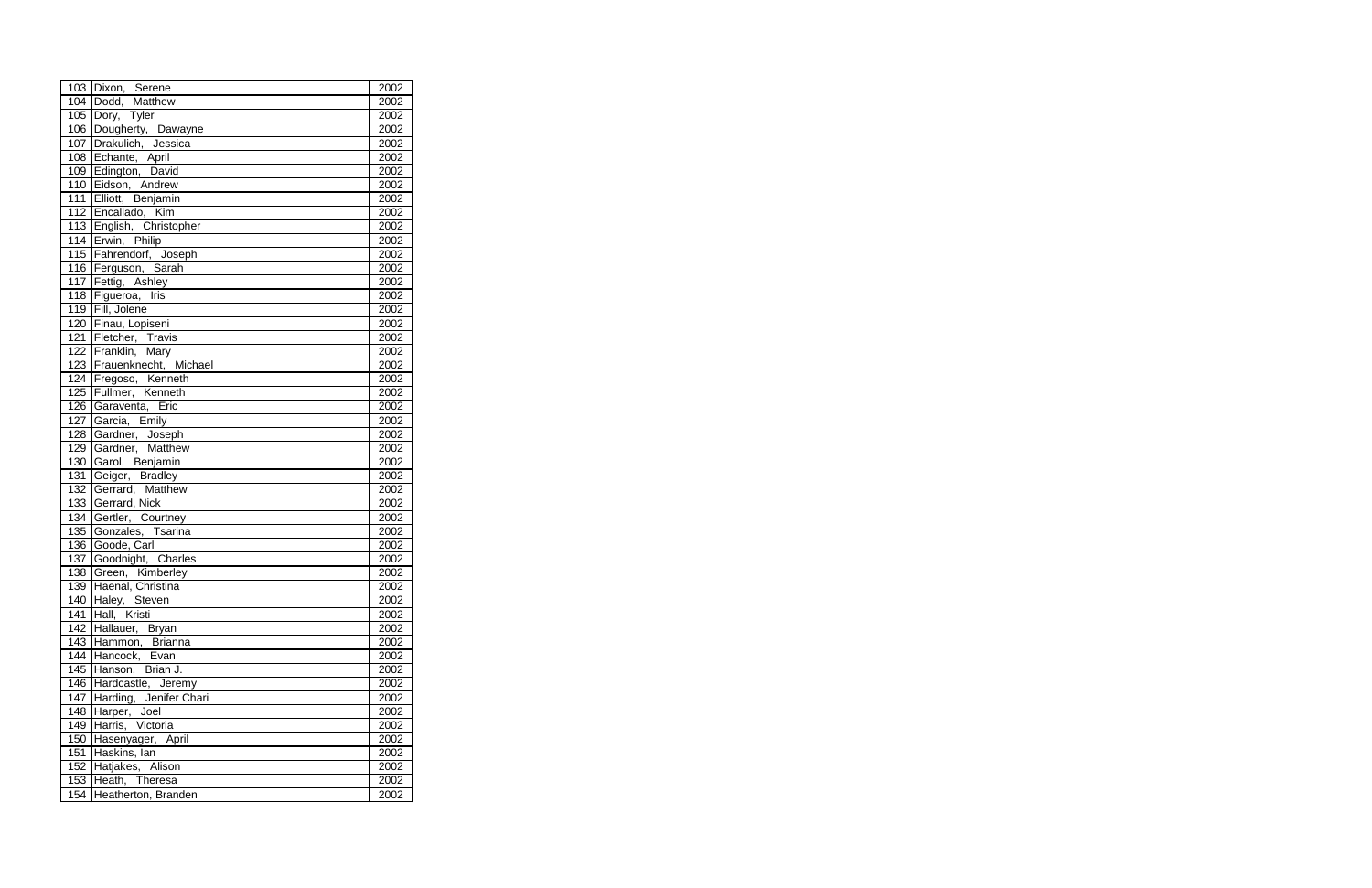| | | |
|---|---|---|
| 103 | Dixon, Serene | 2002 |
| 104 | Dodd, Matthew | 2002 |
| 105 | Dory, Tyler | 2002 |
| 106 | Dougherty, Dawayne | 2002 |
| 107 | Drakulich, Jessica | 2002 |
| 108 | Echante, April | 2002 |
| 109 | Edington, David | 2002 |
| 110 | Eidson, Andrew | 2002 |
| 111 | Elliott, Benjamin | 2002 |
| 112 | Encallado, Kim | 2002 |
| 113 | English, Christopher | 2002 |
| 114 | Erwin, Philip | 2002 |
| 115 | Fahrendorf, Joseph | 2002 |
| 116 | Ferguson, Sarah | 2002 |
| 117 | Fettig, Ashley | 2002 |
| 118 | Figueroa, Iris | 2002 |
| 119 | Fill, Jolene | 2002 |
| 120 | Finau, Lopiseni | 2002 |
| 121 | Fletcher, Travis | 2002 |
| 122 | Franklin, Mary | 2002 |
| 123 | Frauenknecht, Michael | 2002 |
| 124 | Fregoso, Kenneth | 2002 |
| 125 | Fullmer, Kenneth | 2002 |
| 126 | Garaventa, Eric | 2002 |
| 127 | Garcia, Emily | 2002 |
| 128 | Gardner, Joseph | 2002 |
| 129 | Gardner, Matthew | 2002 |
| 130 | Garol, Benjamin | 2002 |
| 131 | Geiger, Bradley | 2002 |
| 132 | Gerrard, Matthew | 2002 |
| 133 | Gerrard, Nick | 2002 |
| 134 | Gertler, Courtney | 2002 |
| 135 | Gonzales, Tsarina | 2002 |
| 136 | Goode, Carl | 2002 |
| 137 | Goodnight, Charles | 2002 |
| 138 | Green, Kimberley | 2002 |
| 139 | Haenal, Christina | 2002 |
| 140 | Haley, Steven | 2002 |
| 141 | Hall, Kristi | 2002 |
| 142 | Hallauer, Bryan | 2002 |
| 143 | Hammon, Brianna | 2002 |
| 144 | Hancock, Evan | 2002 |
| 145 | Hanson, Brian J. | 2002 |
| 146 | Hardcastle, Jeremy | 2002 |
| 147 | Harding, Jenifer Chari | 2002 |
| 148 | Harper, Joel | 2002 |
| 149 | Harris, Victoria | 2002 |
| 150 | Hasenyager, April | 2002 |
| 151 | Haskins, Ian | 2002 |
| 152 | Hatjakes, Alison | 2002 |
| 153 | Heath, Theresa | 2002 |
| 154 | Heatherton, Branden | 2002 |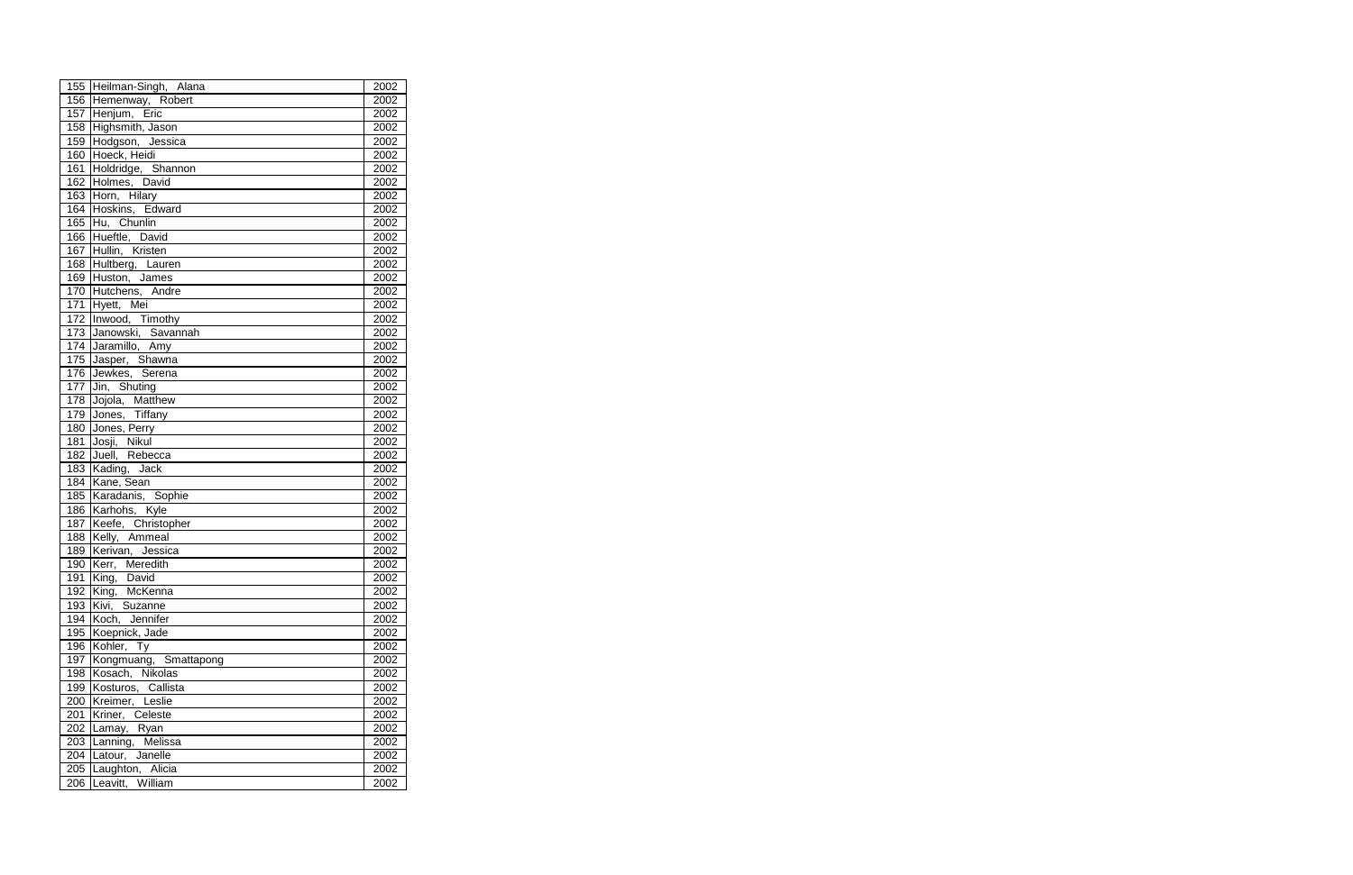| | | |
|---|---|---|
| 155 | Heilman-Singh, Alana | 2002 |
| 156 | Hemenway, Robert | 2002 |
| 157 | Henjum, Eric | 2002 |
| 158 | Highsmith, Jason | 2002 |
| 159 | Hodgson, Jessica | 2002 |
| 160 | Hoeck, Heidi | 2002 |
| 161 | Holdridge, Shannon | 2002 |
| 162 | Holmes, David | 2002 |
| 163 | Horn, Hilary | 2002 |
| 164 | Hoskins, Edward | 2002 |
| 165 | Hu, Chunlin | 2002 |
| 166 | Hueftle, David | 2002 |
| 167 | Hullin, Kristen | 2002 |
| 168 | Hultberg, Lauren | 2002 |
| 169 | Huston, James | 2002 |
| 170 | Hutchens, Andre | 2002 |
| 171 | Hyett, Mei | 2002 |
| 172 | Inwood, Timothy | 2002 |
| 173 | Janowski, Savannah | 2002 |
| 174 | Jaramillo, Amy | 2002 |
| 175 | Jasper, Shawna | 2002 |
| 176 | Jewkes, Serena | 2002 |
| 177 | Jin, Shuting | 2002 |
| 178 | Jojola, Matthew | 2002 |
| 179 | Jones, Tiffany | 2002 |
| 180 | Jones, Perry | 2002 |
| 181 | Josji, Nikul | 2002 |
| 182 | Juell, Rebecca | 2002 |
| 183 | Kading, Jack | 2002 |
| 184 | Kane, Sean | 2002 |
| 185 | Karadanis, Sophie | 2002 |
| 186 | Karhohs, Kyle | 2002 |
| 187 | Keefe, Christopher | 2002 |
| 188 | Kelly, Ammeal | 2002 |
| 189 | Kerivan, Jessica | 2002 |
| 190 | Kerr, Meredith | 2002 |
| 191 | King, David | 2002 |
| 192 | King, McKenna | 2002 |
| 193 | Kivi, Suzanne | 2002 |
| 194 | Koch, Jennifer | 2002 |
| 195 | Koepnick, Jade | 2002 |
| 196 | Kohler, Ty | 2002 |
| 197 | Kongmuang, Smattapong | 2002 |
| 198 | Kosach, Nikolas | 2002 |
| 199 | Kosturos, Callista | 2002 |
| 200 | Kreimer, Leslie | 2002 |
| 201 | Kriner, Celeste | 2002 |
| 202 | Lamay, Ryan | 2002 |
| 203 | Lanning, Melissa | 2002 |
| 204 | Latour, Janelle | 2002 |
| 205 | Laughton, Alicia | 2002 |
| 206 | Leavitt, William | 2002 |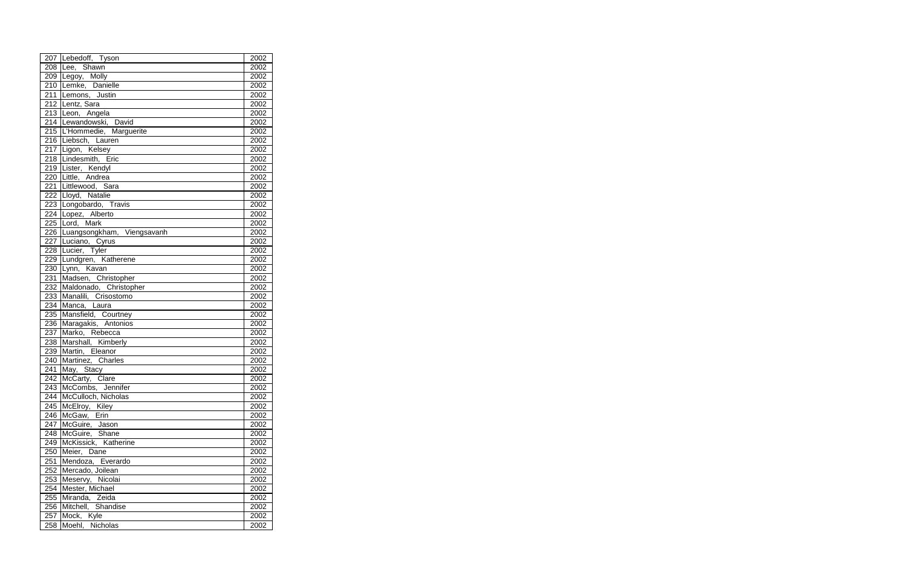| | | |
|---|---|---|
| 207 | Lebedoff, Tyson | 2002 |
| 208 | Lee, Shawn | 2002 |
| 209 | Legoy, Molly | 2002 |
| 210 | Lemke, Danielle | 2002 |
| 211 | Lemons, Justin | 2002 |
| 212 | Lentz, Sara | 2002 |
| 213 | Leon, Angela | 2002 |
| 214 | Lewandowski, David | 2002 |
| 215 | L'Hommedie, Marguerite | 2002 |
| 216 | Liebsch, Lauren | 2002 |
| 217 | Ligon, Kelsey | 2002 |
| 218 | Lindesmith, Eric | 2002 |
| 219 | Lister, Kendyl | 2002 |
| 220 | Little, Andrea | 2002 |
| 221 | Littlewood, Sara | 2002 |
| 222 | Lloyd, Natalie | 2002 |
| 223 | Longobardo, Travis | 2002 |
| 224 | Lopez, Alberto | 2002 |
| 225 | Lord, Mark | 2002 |
| 226 | Luangsongkham, Viengsavanh | 2002 |
| 227 | Luciano, Cyrus | 2002 |
| 228 | Lucier, Tyler | 2002 |
| 229 | Lundgren, Katherene | 2002 |
| 230 | Lynn, Kavan | 2002 |
| 231 | Madsen, Christopher | 2002 |
| 232 | Maldonado, Christopher | 2002 |
| 233 | Manalili, Crisostomo | 2002 |
| 234 | Manca, Laura | 2002 |
| 235 | Mansfield, Courtney | 2002 |
| 236 | Maragakis, Antonios | 2002 |
| 237 | Marko, Rebecca | 2002 |
| 238 | Marshall, Kimberly | 2002 |
| 239 | Martin, Eleanor | 2002 |
| 240 | Martinez, Charles | 2002 |
| 241 | May, Stacy | 2002 |
| 242 | McCarty, Clare | 2002 |
| 243 | McCombs, Jennifer | 2002 |
| 244 | McCulloch, Nicholas | 2002 |
| 245 | McElroy, Kiley | 2002 |
| 246 | McGaw, Erin | 2002 |
| 247 | McGuire, Jason | 2002 |
| 248 | McGuire, Shane | 2002 |
| 249 | McKissick, Katherine | 2002 |
| 250 | Meier, Dane | 2002 |
| 251 | Mendoza, Everardo | 2002 |
| 252 | Mercado, Joilean | 2002 |
| 253 | Meservy, Nicolai | 2002 |
| 254 | Mester, Michael | 2002 |
| 255 | Miranda, Zeida | 2002 |
| 256 | Mitchell, Shandise | 2002 |
| 257 | Mock, Kyle | 2002 |
| 258 | Moehl, Nicholas | 2002 |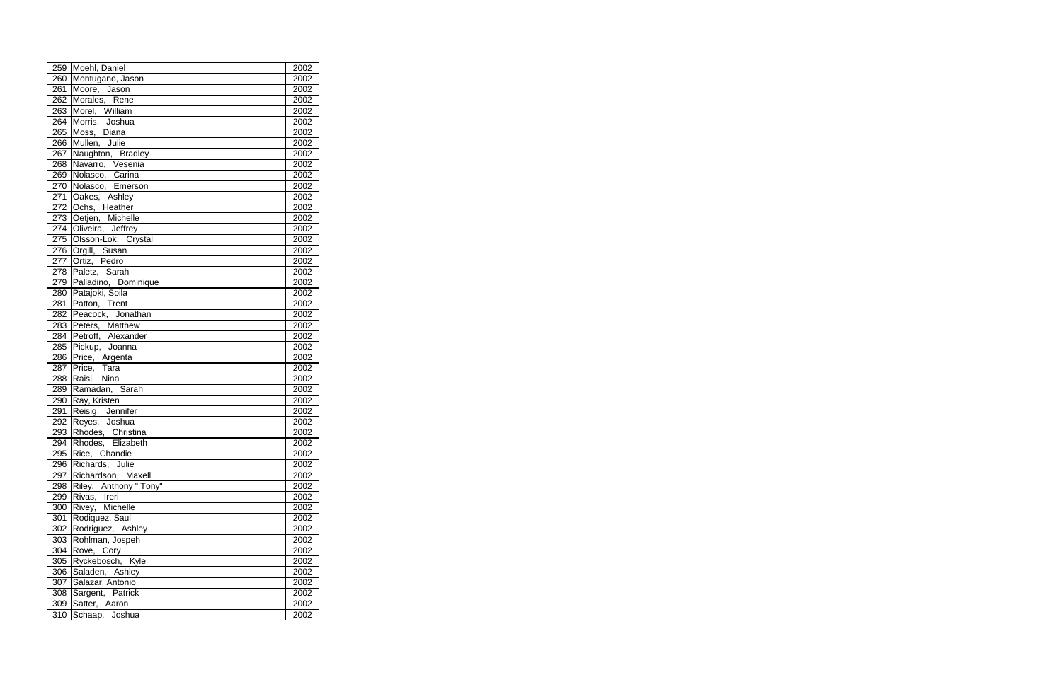| | | |
|---|---|---|
| 259 | Moehl, Daniel | 2002 |
| 260 | Montugano, Jason | 2002 |
| 261 | Moore, Jason | 2002 |
| 262 | Morales, Rene | 2002 |
| 263 | Morel, William | 2002 |
| 264 | Morris, Joshua | 2002 |
| 265 | Moss, Diana | 2002 |
| 266 | Mullen, Julie | 2002 |
| 267 | Naughton, Bradley | 2002 |
| 268 | Navarro, Vesenia | 2002 |
| 269 | Nolasco, Carina | 2002 |
| 270 | Nolasco, Emerson | 2002 |
| 271 | Oakes, Ashley | 2002 |
| 272 | Ochs, Heather | 2002 |
| 273 | Oetjen, Michelle | 2002 |
| 274 | Oliveira, Jeffrey | 2002 |
| 275 | Olsson-Lok, Crystal | 2002 |
| 276 | Orgill, Susan | 2002 |
| 277 | Ortiz, Pedro | 2002 |
| 278 | Paletz, Sarah | 2002 |
| 279 | Palladino, Dominique | 2002 |
| 280 | Patajoki, Soila | 2002 |
| 281 | Patton, Trent | 2002 |
| 282 | Peacock, Jonathan | 2002 |
| 283 | Peters, Matthew | 2002 |
| 284 | Petroff, Alexander | 2002 |
| 285 | Pickup, Joanna | 2002 |
| 286 | Price, Argenta | 2002 |
| 287 | Price, Tara | 2002 |
| 288 | Raisi, Nina | 2002 |
| 289 | Ramadan, Sarah | 2002 |
| 290 | Ray, Kristen | 2002 |
| 291 | Reisig, Jennifer | 2002 |
| 292 | Reyes, Joshua | 2002 |
| 293 | Rhodes, Christina | 2002 |
| 294 | Rhodes, Elizabeth | 2002 |
| 295 | Rice, Chandie | 2002 |
| 296 | Richards, Julie | 2002 |
| 297 | Richardson, Maxell | 2002 |
| 298 | Riley, Anthony " Tony" | 2002 |
| 299 | Rivas, Ireri | 2002 |
| 300 | Rivey, Michelle | 2002 |
| 301 | Rodiquez, Saul | 2002 |
| 302 | Rodriguez, Ashley | 2002 |
| 303 | Rohlman, Jospeh | 2002 |
| 304 | Rove, Cory | 2002 |
| 305 | Ryckebosch, Kyle | 2002 |
| 306 | Saladen, Ashley | 2002 |
| 307 | Salazar, Antonio | 2002 |
| 308 | Sargent, Patrick | 2002 |
| 309 | Satter, Aaron | 2002 |
| 310 | Schaap, Joshua | 2002 |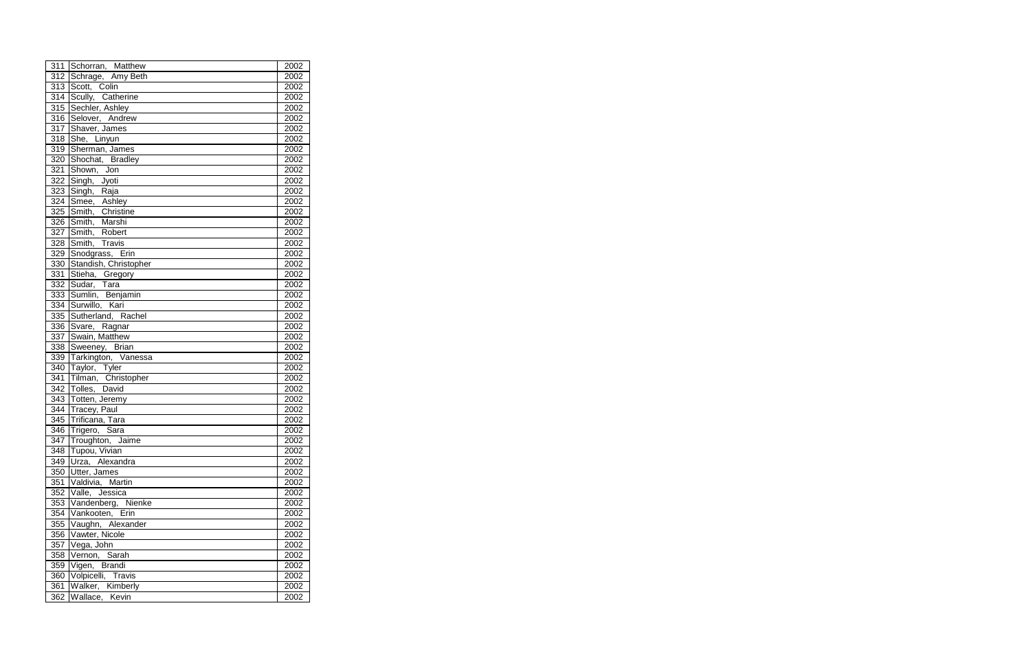| | | |
|---|---|---|
| 311 | Schorran, Matthew | 2002 |
| 312 | Schrage, Amy Beth | 2002 |
| 313 | Scott, Colin | 2002 |
| 314 | Scully, Catherine | 2002 |
| 315 | Sechler, Ashley | 2002 |
| 316 | Selover, Andrew | 2002 |
| 317 | Shaver, James | 2002 |
| 318 | She, Linyun | 2002 |
| 319 | Sherman, James | 2002 |
| 320 | Shochat, Bradley | 2002 |
| 321 | Shown, Jon | 2002 |
| 322 | Singh, Jyoti | 2002 |
| 323 | Singh, Raja | 2002 |
| 324 | Smee, Ashley | 2002 |
| 325 | Smith, Christine | 2002 |
| 326 | Smith, Marshi | 2002 |
| 327 | Smith, Robert | 2002 |
| 328 | Smith, Travis | 2002 |
| 329 | Snodgrass, Erin | 2002 |
| 330 | Standish, Christopher | 2002 |
| 331 | Stieha, Gregory | 2002 |
| 332 | Sudar, Tara | 2002 |
| 333 | Sumlin, Benjamin | 2002 |
| 334 | Surwillo, Kari | 2002 |
| 335 | Sutherland, Rachel | 2002 |
| 336 | Svare, Ragnar | 2002 |
| 337 | Swain, Matthew | 2002 |
| 338 | Sweeney, Brian | 2002 |
| 339 | Tarkington, Vanessa | 2002 |
| 340 | Taylor, Tyler | 2002 |
| 341 | Tilman, Christopher | 2002 |
| 342 | Tolles, David | 2002 |
| 343 | Totten, Jeremy | 2002 |
| 344 | Tracey, Paul | 2002 |
| 345 | Trificana, Tara | 2002 |
| 346 | Trigero, Sara | 2002 |
| 347 | Troughton, Jaime | 2002 |
| 348 | Tupou, Vivian | 2002 |
| 349 | Urza, Alexandra | 2002 |
| 350 | Utter, James | 2002 |
| 351 | Valdivia, Martin | 2002 |
| 352 | Valle, Jessica | 2002 |
| 353 | Vandenberg, Nienke | 2002 |
| 354 | Vankooten, Erin | 2002 |
| 355 | Vaughn, Alexander | 2002 |
| 356 | Vawter, Nicole | 2002 |
| 357 | Vega, John | 2002 |
| 358 | Vernon, Sarah | 2002 |
| 359 | Vigen, Brandi | 2002 |
| 360 | Volpicelli, Travis | 2002 |
| 361 | Walker, Kimberly | 2002 |
| 362 | Wallace, Kevin | 2002 |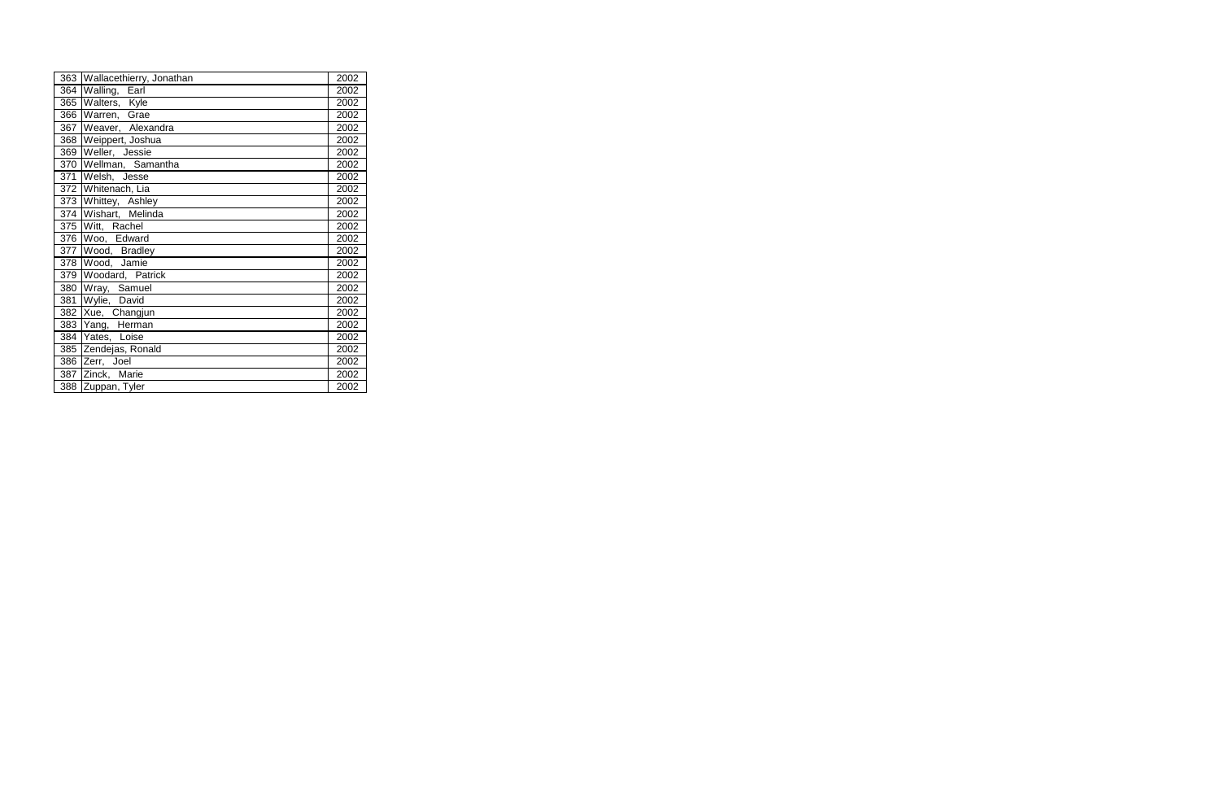| | | |
|---|---|---|
| 363 | Wallacethierry, Jonathan | 2002 |
| 364 | Walling, Earl | 2002 |
| 365 | Walters, Kyle | 2002 |
| 366 | Warren, Grae | 2002 |
| 367 | Weaver, Alexandra | 2002 |
| 368 | Weippert, Joshua | 2002 |
| 369 | Weller, Jessie | 2002 |
| 370 | Wellman, Samantha | 2002 |
| 371 | Welsh, Jesse | 2002 |
| 372 | Whitenach, Lia | 2002 |
| 373 | Whittey, Ashley | 2002 |
| 374 | Wishart, Melinda | 2002 |
| 375 | Witt, Rachel | 2002 |
| 376 | Woo, Edward | 2002 |
| 377 | Wood, Bradley | 2002 |
| 378 | Wood, Jamie | 2002 |
| 379 | Woodard, Patrick | 2002 |
| 380 | Wray, Samuel | 2002 |
| 381 | Wylie, David | 2002 |
| 382 | Xue, Changjun | 2002 |
| 383 | Yang, Herman | 2002 |
| 384 | Yates, Loise | 2002 |
| 385 | Zendejas, Ronald | 2002 |
| 386 | Zerr, Joel | 2002 |
| 387 | Zinck, Marie | 2002 |
| 388 | Zuppan, Tyler | 2002 |